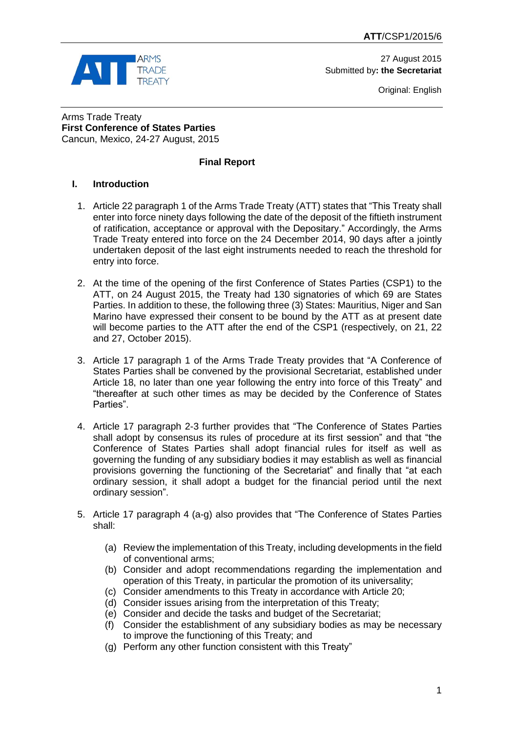**ATT**/CSP1/2015/6

27 August 2015
Submitted by**: the Secretariat**

Original: English

Arms Trade Treaty
**First Conference of States Parties**
Cancun, Mexico, 24-27 August, 2015

**Final Report**

## I. Introduction

1. Article 22 paragraph 1 of the Arms Trade Treaty (ATT) states that "This Treaty shall enter into force ninety days following the date of the deposit of the fiftieth instrument of ratification, acceptance or approval with the Depositary." Accordingly, the Arms Trade Treaty entered into force on the 24 December 2014, 90 days after a jointly undertaken deposit of the last eight instruments needed to reach the threshold for entry into force.

2. At the time of the opening of the first Conference of States Parties (CSP1) to the ATT, on 24 August 2015, the Treaty had 130 signatories of which 69 are States Parties. In addition to these, the following three (3) States: Mauritius, Niger and San Marino have expressed their consent to be bound by the ATT as at present date will become parties to the ATT after the end of the CSP1 (respectively, on 21, 22 and 27, October 2015).

3. Article 17 paragraph 1 of the Arms Trade Treaty provides that "A Conference of States Parties shall be convened by the provisional Secretariat, established under Article 18, no later than one year following the entry into force of this Treaty" and "thereafter at such other times as may be decided by the Conference of States Parties".

4. Article 17 paragraph 2-3 further provides that "The Conference of States Parties shall adopt by consensus its rules of procedure at its first session" and that "the Conference of States Parties shall adopt financial rules for itself as well as governing the funding of any subsidiary bodies it may establish as well as financial provisions governing the functioning of the Secretariat" and finally that "at each ordinary session, it shall adopt a budget for the financial period until the next ordinary session".

5. Article 17 paragraph 4 (a-g) also provides that "The Conference of States Parties shall:

   (a) Review the implementation of this Treaty, including developments in the field of conventional arms;
   (b) Consider and adopt recommendations regarding the implementation and operation of this Treaty, in particular the promotion of its universality;
   (c) Consider amendments to this Treaty in accordance with Article 20;
   (d) Consider issues arising from the interpretation of this Treaty;
   (e) Consider and decide the tasks and budget of the Secretariat;
   (f) Consider the establishment of any subsidiary bodies as may be necessary to improve the functioning of this Treaty; and
   (g) Perform any other function consistent with this Treaty"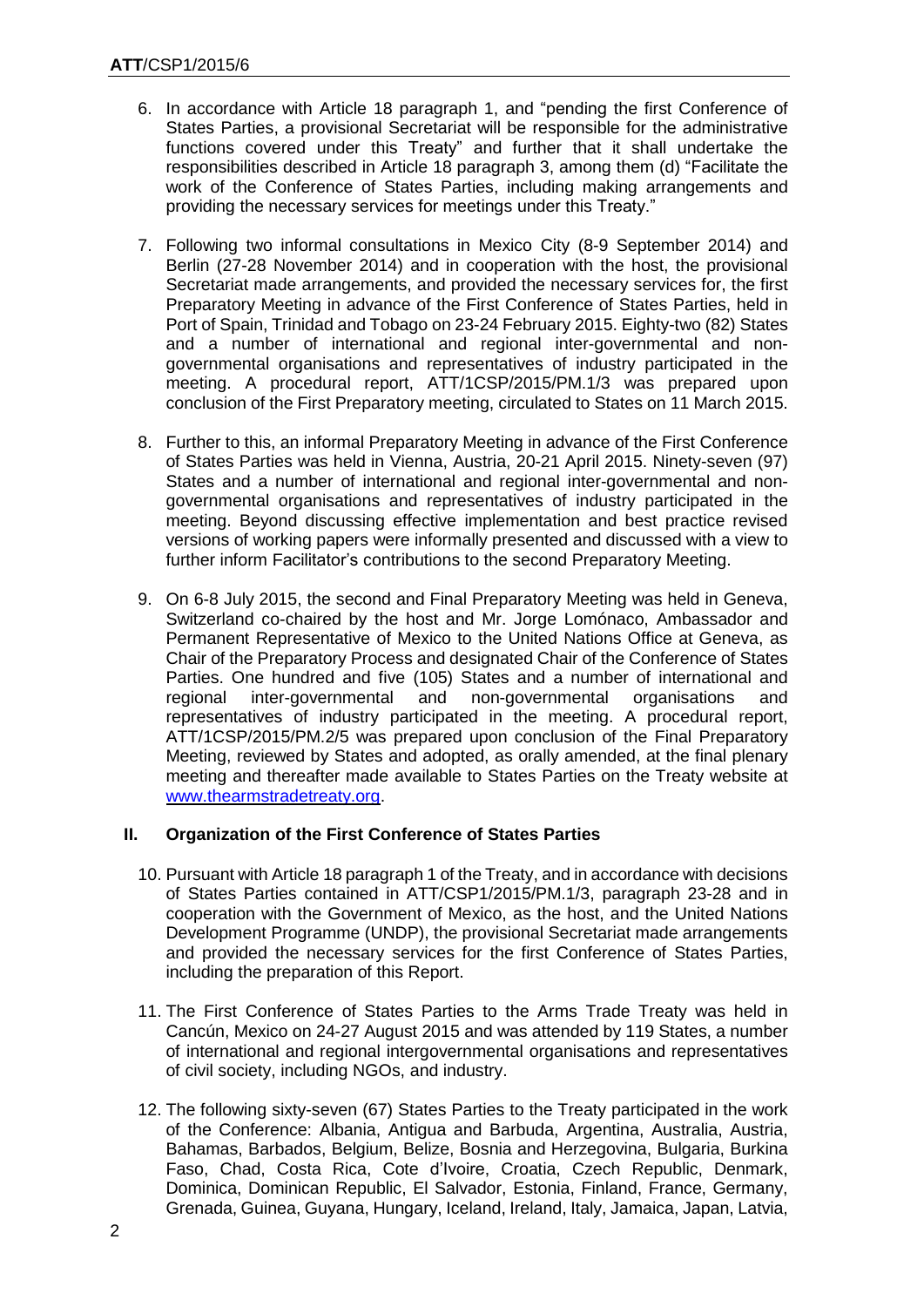6. In accordance with Article 18 paragraph 1, and "pending the first Conference of States Parties, a provisional Secretariat will be responsible for the administrative functions covered under this Treaty" and further that it shall undertake the responsibilities described in Article 18 paragraph 3, among them (d) "Facilitate the work of the Conference of States Parties, including making arrangements and providing the necessary services for meetings under this Treaty."

7. Following two informal consultations in Mexico City (8-9 September 2014) and Berlin (27-28 November 2014) and in cooperation with the host, the provisional Secretariat made arrangements, and provided the necessary services for, the first Preparatory Meeting in advance of the First Conference of States Parties, held in Port of Spain, Trinidad and Tobago on 23-24 February 2015. Eighty-two (82) States and a number of international and regional inter-governmental and non-governmental organisations and representatives of industry participated in the meeting. A procedural report, ATT/1CSP/2015/PM.1/3 was prepared upon conclusion of the First Preparatory meeting, circulated to States on 11 March 2015.

8. Further to this, an informal Preparatory Meeting in advance of the First Conference of States Parties was held in Vienna, Austria, 20-21 April 2015. Ninety-seven (97) States and a number of international and regional inter-governmental and non-governmental organisations and representatives of industry participated in the meeting. Beyond discussing effective implementation and best practice revised versions of working papers were informally presented and discussed with a view to further inform Facilitator's contributions to the second Preparatory Meeting.

9. On 6-8 July 2015, the second and Final Preparatory Meeting was held in Geneva, Switzerland co-chaired by the host and Mr. Jorge Lomónaco, Ambassador and Permanent Representative of Mexico to the United Nations Office at Geneva, as Chair of the Preparatory Process and designated Chair of the Conference of States Parties. One hundred and five (105) States and a number of international and regional inter-governmental and non-governmental organisations and representatives of industry participated in the meeting. A procedural report, ATT/1CSP/2015/PM.2/5 was prepared upon conclusion of the Final Preparatory Meeting, reviewed by States and adopted, as orally amended, at the final plenary meeting and thereafter made available to States Parties on the Treaty website at www.thearmstradetreaty.org.

## II. Organization of the First Conference of States Parties

10. Pursuant with Article 18 paragraph 1 of the Treaty, and in accordance with decisions of States Parties contained in ATT/CSP1/2015/PM.1/3, paragraph 23-28 and in cooperation with the Government of Mexico, as the host, and the United Nations Development Programme (UNDP), the provisional Secretariat made arrangements and provided the necessary services for the first Conference of States Parties, including the preparation of this Report.

11. The First Conference of States Parties to the Arms Trade Treaty was held in Cancún, Mexico on 24-27 August 2015 and was attended by 119 States, a number of international and regional intergovernmental organisations and representatives of civil society, including NGOs, and industry.

12. The following sixty-seven (67) States Parties to the Treaty participated in the work of the Conference: Albania, Antigua and Barbuda, Argentina, Australia, Austria, Bahamas, Barbados, Belgium, Belize, Bosnia and Herzegovina, Bulgaria, Burkina Faso, Chad, Costa Rica, Cote d'Ivoire, Croatia, Czech Republic, Denmark, Dominica, Dominican Republic, El Salvador, Estonia, Finland, France, Germany, Grenada, Guinea, Guyana, Hungary, Iceland, Ireland, Italy, Jamaica, Japan, Latvia,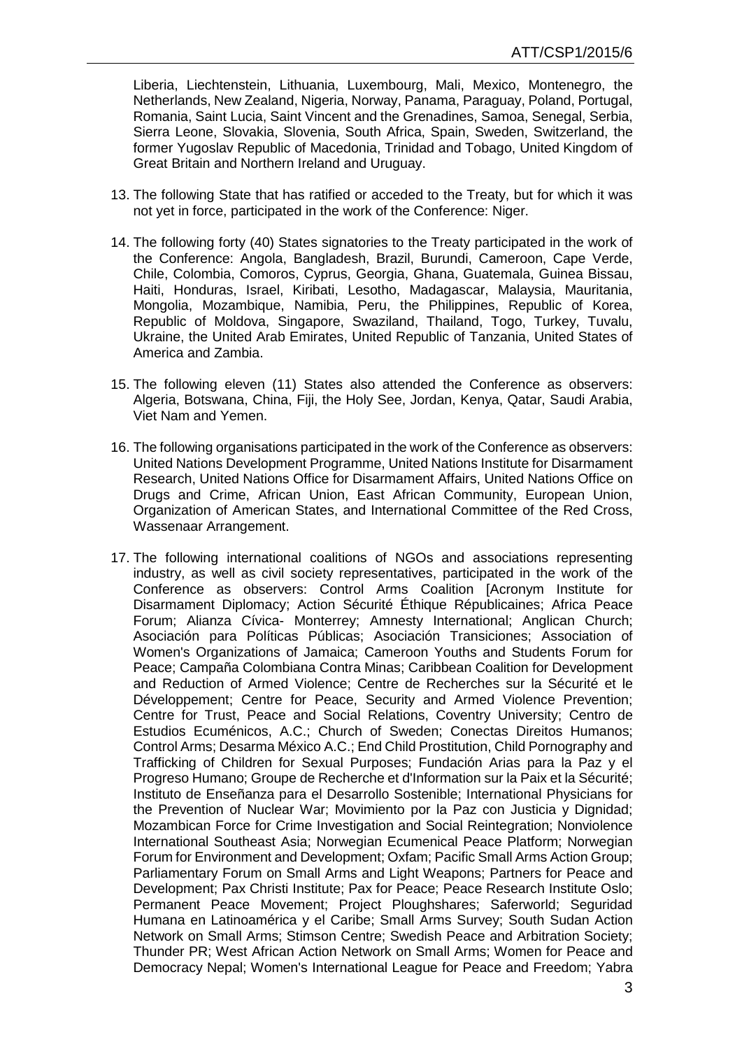Liberia, Liechtenstein, Lithuania, Luxembourg, Mali, Mexico, Montenegro, the Netherlands, New Zealand, Nigeria, Norway, Panama, Paraguay, Poland, Portugal, Romania, Saint Lucia, Saint Vincent and the Grenadines, Samoa, Senegal, Serbia, Sierra Leone, Slovakia, Slovenia, South Africa, Spain, Sweden, Switzerland, the former Yugoslav Republic of Macedonia, Trinidad and Tobago, United Kingdom of Great Britain and Northern Ireland and Uruguay.

13. The following State that has ratified or acceded to the Treaty, but for which it was not yet in force, participated in the work of the Conference: Niger.

14. The following forty (40) States signatories to the Treaty participated in the work of the Conference: Angola, Bangladesh, Brazil, Burundi, Cameroon, Cape Verde, Chile, Colombia, Comoros, Cyprus, Georgia, Ghana, Guatemala, Guinea Bissau, Haiti, Honduras, Israel, Kiribati, Lesotho, Madagascar, Malaysia, Mauritania, Mongolia, Mozambique, Namibia, Peru, the Philippines, Republic of Korea, Republic of Moldova, Singapore, Swaziland, Thailand, Togo, Turkey, Tuvalu, Ukraine, the United Arab Emirates, United Republic of Tanzania, United States of America and Zambia.

15. The following eleven (11) States also attended the Conference as observers: Algeria, Botswana, China, Fiji, the Holy See, Jordan, Kenya, Qatar, Saudi Arabia, Viet Nam and Yemen.

16. The following organisations participated in the work of the Conference as observers: United Nations Development Programme, United Nations Institute for Disarmament Research, United Nations Office for Disarmament Affairs, United Nations Office on Drugs and Crime, African Union, East African Community, European Union, Organization of American States, and International Committee of the Red Cross, Wassenaar Arrangement.

17. The following international coalitions of NGOs and associations representing industry, as well as civil society representatives, participated in the work of the Conference as observers: Control Arms Coalition [Acronym Institute for Disarmament Diplomacy; Action Sécurité Éthique Républicaines; Africa Peace Forum; Alianza Cívica- Monterrey; Amnesty International; Anglican Church; Asociación para Políticas Públicas; Asociación Transiciones; Association of Women's Organizations of Jamaica; Cameroon Youths and Students Forum for Peace; Campaña Colombiana Contra Minas; Caribbean Coalition for Development and Reduction of Armed Violence; Centre de Recherches sur la Sécurité et le Développement; Centre for Peace, Security and Armed Violence Prevention; Centre for Trust, Peace and Social Relations, Coventry University; Centro de Estudios Ecuménicos, A.C.; Church of Sweden; Conectas Direitos Humanos; Control Arms; Desarma México A.C.; End Child Prostitution, Child Pornography and Trafficking of Children for Sexual Purposes; Fundación Arias para la Paz y el Progreso Humano; Groupe de Recherche et d'Information sur la Paix et la Sécurité; Instituto de Enseñanza para el Desarrollo Sostenible; International Physicians for the Prevention of Nuclear War; Movimiento por la Paz con Justicia y Dignidad; Mozambican Force for Crime Investigation and Social Reintegration; Nonviolence International Southeast Asia; Norwegian Ecumenical Peace Platform; Norwegian Forum for Environment and Development; Oxfam; Pacific Small Arms Action Group; Parliamentary Forum on Small Arms and Light Weapons; Partners for Peace and Development; Pax Christi Institute; Pax for Peace; Peace Research Institute Oslo; Permanent Peace Movement; Project Ploughshares; Saferworld; Seguridad Humana en Latinoamérica y el Caribe; Small Arms Survey; South Sudan Action Network on Small Arms; Stimson Centre; Swedish Peace and Arbitration Society; Thunder PR; West African Action Network on Small Arms; Women for Peace and Democracy Nepal; Women's International League for Peace and Freedom; Yabra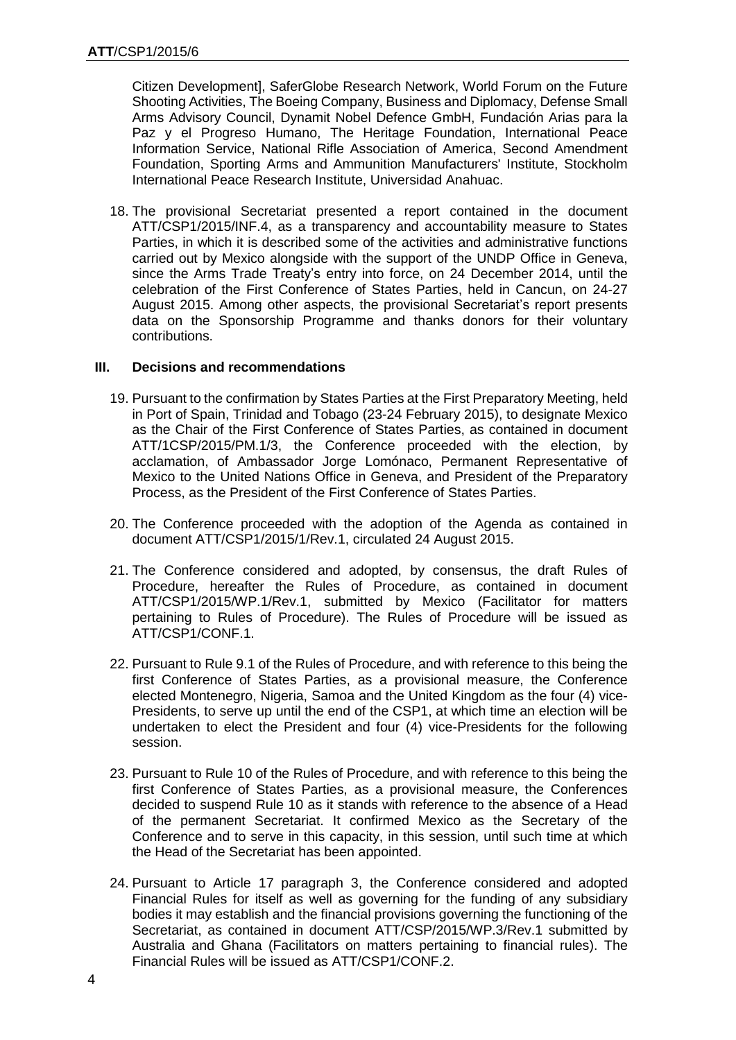Citizen Development], SaferGlobe Research Network, World Forum on the Future Shooting Activities, The Boeing Company, Business and Diplomacy, Defense Small Arms Advisory Council, Dynamit Nobel Defence GmbH, Fundación Arias para la Paz y el Progreso Humano, The Heritage Foundation, International Peace Information Service, National Rifle Association of America, Second Amendment Foundation, Sporting Arms and Ammunition Manufacturers' Institute, Stockholm International Peace Research Institute, Universidad Anahuac.

18. The provisional Secretariat presented a report contained in the document ATT/CSP1/2015/INF.4, as a transparency and accountability measure to States Parties, in which it is described some of the activities and administrative functions carried out by Mexico alongside with the support of the UNDP Office in Geneva, since the Arms Trade Treaty's entry into force, on 24 December 2014, until the celebration of the First Conference of States Parties, held in Cancun, on 24-27 August 2015. Among other aspects, the provisional Secretariat's report presents data on the Sponsorship Programme and thanks donors for their voluntary contributions.

## III. Decisions and recommendations

19. Pursuant to the confirmation by States Parties at the First Preparatory Meeting, held in Port of Spain, Trinidad and Tobago (23-24 February 2015), to designate Mexico as the Chair of the First Conference of States Parties, as contained in document ATT/1CSP/2015/PM.1/3, the Conference proceeded with the election, by acclamation, of Ambassador Jorge Lomónaco, Permanent Representative of Mexico to the United Nations Office in Geneva, and President of the Preparatory Process, as the President of the First Conference of States Parties.

20. The Conference proceeded with the adoption of the Agenda as contained in document ATT/CSP1/2015/1/Rev.1, circulated 24 August 2015.

21. The Conference considered and adopted, by consensus, the draft Rules of Procedure, hereafter the Rules of Procedure, as contained in document ATT/CSP1/2015/WP.1/Rev.1, submitted by Mexico (Facilitator for matters pertaining to Rules of Procedure). The Rules of Procedure will be issued as ATT/CSP1/CONF.1.

22. Pursuant to Rule 9.1 of the Rules of Procedure, and with reference to this being the first Conference of States Parties, as a provisional measure, the Conference elected Montenegro, Nigeria, Samoa and the United Kingdom as the four (4) vice-Presidents, to serve up until the end of the CSP1, at which time an election will be undertaken to elect the President and four (4) vice-Presidents for the following session.

23. Pursuant to Rule 10 of the Rules of Procedure, and with reference to this being the first Conference of States Parties, as a provisional measure, the Conferences decided to suspend Rule 10 as it stands with reference to the absence of a Head of the permanent Secretariat. It confirmed Mexico as the Secretary of the Conference and to serve in this capacity, in this session, until such time at which the Head of the Secretariat has been appointed.

24. Pursuant to Article 17 paragraph 3, the Conference considered and adopted Financial Rules for itself as well as governing for the funding of any subsidiary bodies it may establish and the financial provisions governing the functioning of the Secretariat, as contained in document ATT/CSP/2015/WP.3/Rev.1 submitted by Australia and Ghana (Facilitators on matters pertaining to financial rules). The Financial Rules will be issued as ATT/CSP1/CONF.2.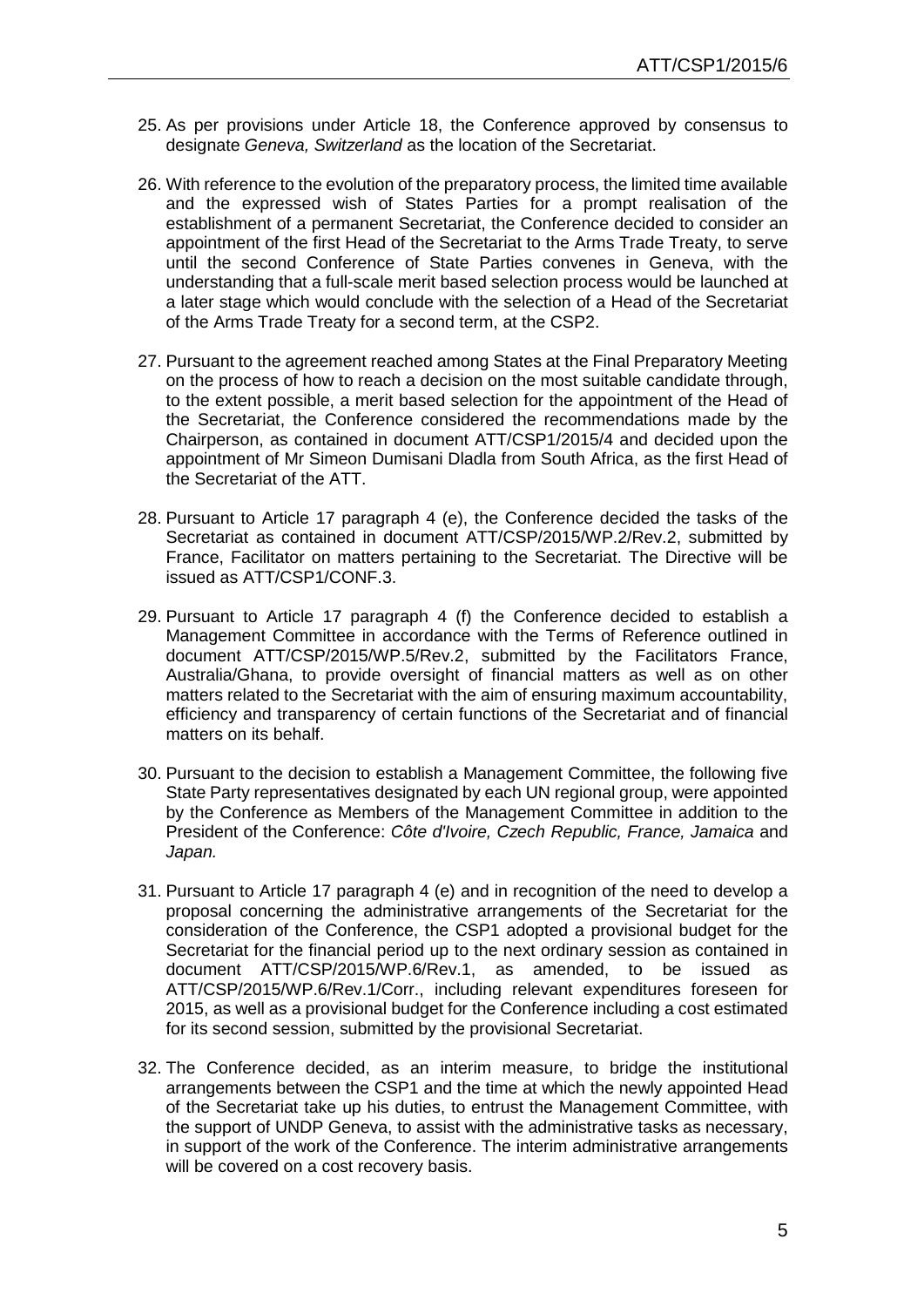25. As per provisions under Article 18, the Conference approved by consensus to designate *Geneva, Switzerland* as the location of the Secretariat.

26. With reference to the evolution of the preparatory process, the limited time available and the expressed wish of States Parties for a prompt realisation of the establishment of a permanent Secretariat, the Conference decided to consider an appointment of the first Head of the Secretariat to the Arms Trade Treaty, to serve until the second Conference of State Parties convenes in Geneva, with the understanding that a full-scale merit based selection process would be launched at a later stage which would conclude with the selection of a Head of the Secretariat of the Arms Trade Treaty for a second term, at the CSP2.

27. Pursuant to the agreement reached among States at the Final Preparatory Meeting on the process of how to reach a decision on the most suitable candidate through, to the extent possible, a merit based selection for the appointment of the Head of the Secretariat, the Conference considered the recommendations made by the Chairperson, as contained in document ATT/CSP1/2015/4 and decided upon the appointment of Mr Simeon Dumisani Dladla from South Africa, as the first Head of the Secretariat of the ATT.

28. Pursuant to Article 17 paragraph 4 (e), the Conference decided the tasks of the Secretariat as contained in document ATT/CSP/2015/WP.2/Rev.2, submitted by France, Facilitator on matters pertaining to the Secretariat. The Directive will be issued as ATT/CSP1/CONF.3.

29. Pursuant to Article 17 paragraph 4 (f) the Conference decided to establish a Management Committee in accordance with the Terms of Reference outlined in document ATT/CSP/2015/WP.5/Rev.2, submitted by the Facilitators France, Australia/Ghana, to provide oversight of financial matters as well as on other matters related to the Secretariat with the aim of ensuring maximum accountability, efficiency and transparency of certain functions of the Secretariat and of financial matters on its behalf.

30. Pursuant to the decision to establish a Management Committee, the following five State Party representatives designated by each UN regional group, were appointed by the Conference as Members of the Management Committee in addition to the President of the Conference: *Côte d'Ivoire, Czech Republic, France, Jamaica* and *Japan.*

31. Pursuant to Article 17 paragraph 4 (e) and in recognition of the need to develop a proposal concerning the administrative arrangements of the Secretariat for the consideration of the Conference, the CSP1 adopted a provisional budget for the Secretariat for the financial period up to the next ordinary session as contained in document ATT/CSP/2015/WP.6/Rev.1, as amended, to be issued as ATT/CSP/2015/WP.6/Rev.1/Corr., including relevant expenditures foreseen for 2015, as well as a provisional budget for the Conference including a cost estimated for its second session, submitted by the provisional Secretariat.

32. The Conference decided, as an interim measure, to bridge the institutional arrangements between the CSP1 and the time at which the newly appointed Head of the Secretariat take up his duties, to entrust the Management Committee, with the support of UNDP Geneva, to assist with the administrative tasks as necessary, in support of the work of the Conference. The interim administrative arrangements will be covered on a cost recovery basis.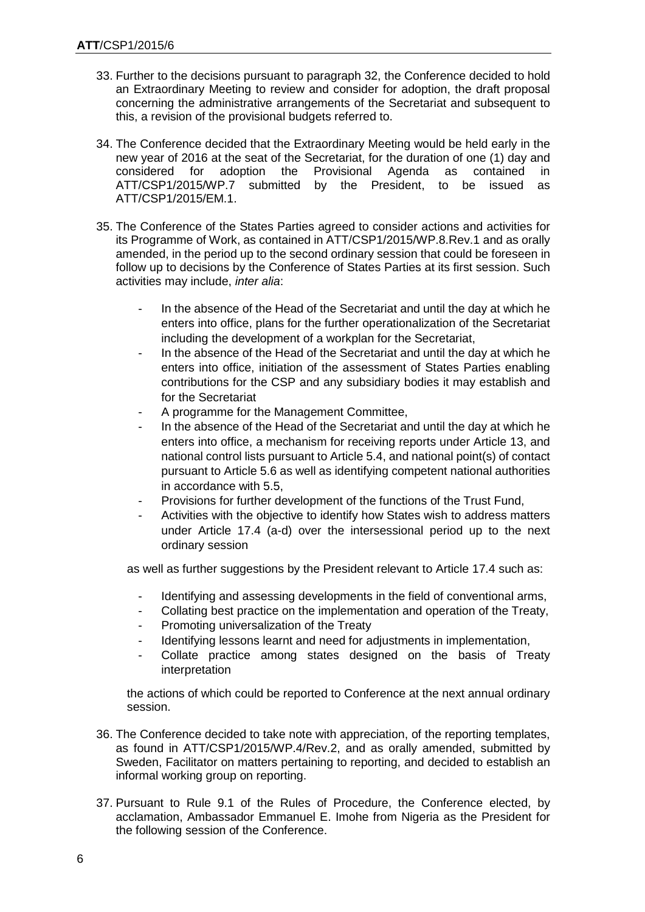33. Further to the decisions pursuant to paragraph 32, the Conference decided to hold an Extraordinary Meeting to review and consider for adoption, the draft proposal concerning the administrative arrangements of the Secretariat and subsequent to this, a revision of the provisional budgets referred to.

34. The Conference decided that the Extraordinary Meeting would be held early in the new year of 2016 at the seat of the Secretariat, for the duration of one (1) day and considered for adoption the Provisional Agenda as contained in ATT/CSP1/2015/WP.7 submitted by the President, to be issued as ATT/CSP1/2015/EM.1.

35. The Conference of the States Parties agreed to consider actions and activities for its Programme of Work, as contained in ATT/CSP1/2015/WP.8.Rev.1 and as orally amended, in the period up to the second ordinary session that could be foreseen in follow up to decisions by the Conference of States Parties at its first session. Such activities may include, *inter alia*:

    - In the absence of the Head of the Secretariat and until the day at which he enters into office, plans for the further operationalization of the Secretariat including the development of a workplan for the Secretariat,
    - In the absence of the Head of the Secretariat and until the day at which he enters into office, initiation of the assessment of States Parties enabling contributions for the CSP and any subsidiary bodies it may establish and for the Secretariat
    - A programme for the Management Committee,
    - In the absence of the Head of the Secretariat and until the day at which he enters into office, a mechanism for receiving reports under Article 13, and national control lists pursuant to Article 5.4, and national point(s) of contact pursuant to Article 5.6 as well as identifying competent national authorities in accordance with 5.5,
    - Provisions for further development of the functions of the Trust Fund,
    - Activities with the objective to identify how States wish to address matters under Article 17.4 (a-d) over the intersessional period up to the next ordinary session

    as well as further suggestions by the President relevant to Article 17.4 such as:

    - Identifying and assessing developments in the field of conventional arms,
    - Collating best practice on the implementation and operation of the Treaty,
    - Promoting universalization of the Treaty
    - Identifying lessons learnt and need for adjustments in implementation,
    - Collate practice among states designed on the basis of Treaty interpretation

    the actions of which could be reported to Conference at the next annual ordinary session.

36. The Conference decided to take note with appreciation, of the reporting templates, as found in ATT/CSP1/2015/WP.4/Rev.2, and as orally amended, submitted by Sweden, Facilitator on matters pertaining to reporting, and decided to establish an informal working group on reporting.

37. Pursuant to Rule 9.1 of the Rules of Procedure, the Conference elected, by acclamation, Ambassador Emmanuel E. Imohe from Nigeria as the President for the following session of the Conference.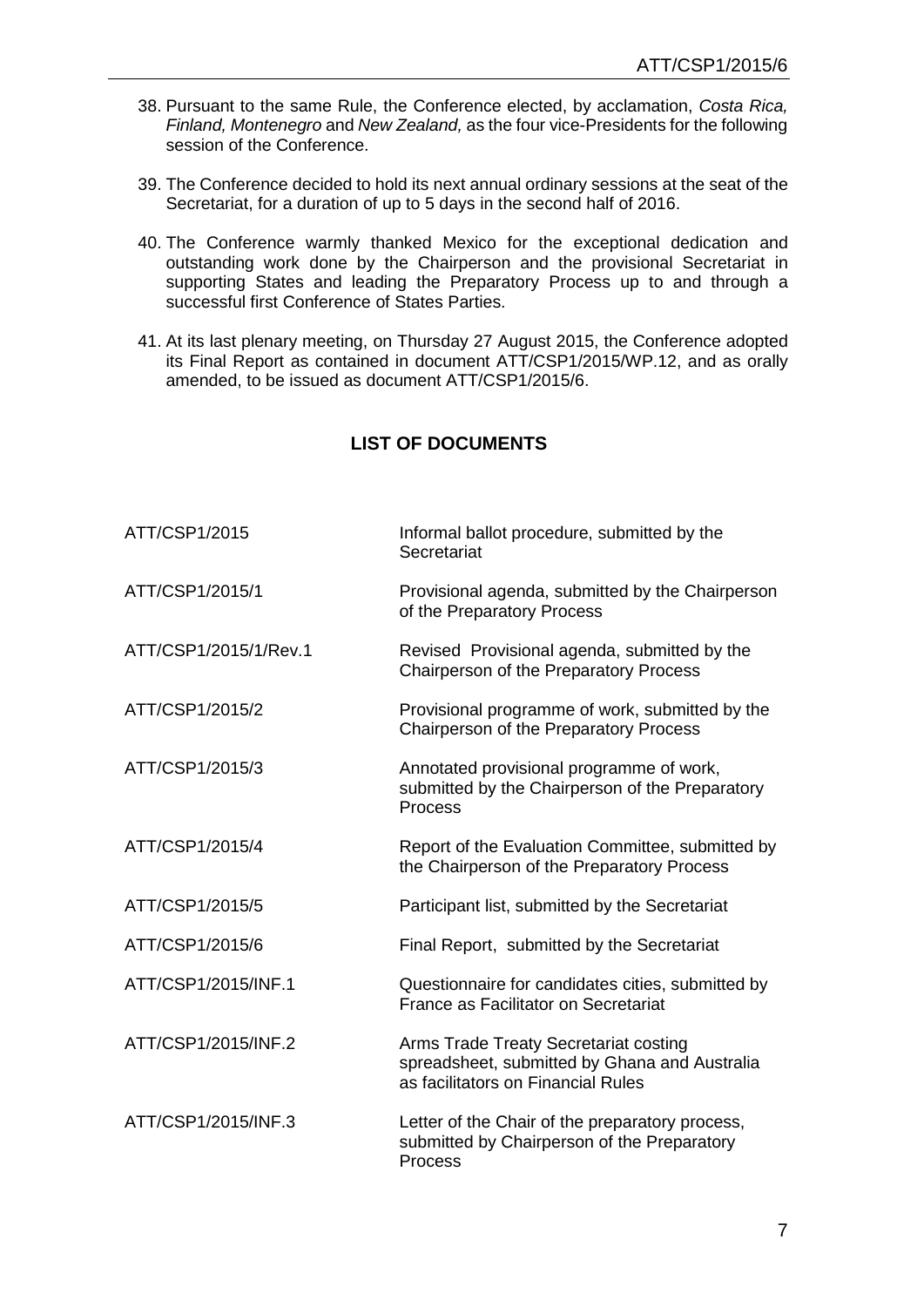38. Pursuant to the same Rule, the Conference elected, by acclamation, *Costa Rica, Finland, Montenegro* and *New Zealand,* as the four vice-Presidents for the following session of the Conference.

39. The Conference decided to hold its next annual ordinary sessions at the seat of the Secretariat, for a duration of up to 5 days in the second half of 2016.

40. The Conference warmly thanked Mexico for the exceptional dedication and outstanding work done by the Chairperson and the provisional Secretariat in supporting States and leading the Preparatory Process up to and through a successful first Conference of States Parties.

41. At its last plenary meeting, on Thursday 27 August 2015, the Conference adopted its Final Report as contained in document ATT/CSP1/2015/WP.12, and as orally amended, to be issued as document ATT/CSP1/2015/6.

## LIST OF DOCUMENTS

| | |
|---|---|
| ATT/CSP1/2015 | Informal ballot procedure, submitted by the Secretariat |
| ATT/CSP1/2015/1 | Provisional agenda, submitted by the Chairperson of the Preparatory Process |
| ATT/CSP1/2015/1/Rev.1 | Revised Provisional agenda, submitted by the Chairperson of the Preparatory Process |
| ATT/CSP1/2015/2 | Provisional programme of work, submitted by the Chairperson of the Preparatory Process |
| ATT/CSP1/2015/3 | Annotated provisional programme of work, submitted by the Chairperson of the Preparatory Process |
| ATT/CSP1/2015/4 | Report of the Evaluation Committee, submitted by the Chairperson of the Preparatory Process |
| ATT/CSP1/2015/5 | Participant list, submitted by the Secretariat |
| ATT/CSP1/2015/6 | Final Report, submitted by the Secretariat |
| ATT/CSP1/2015/INF.1 | Questionnaire for candidates cities, submitted by France as Facilitator on Secretariat |
| ATT/CSP1/2015/INF.2 | Arms Trade Treaty Secretariat costing spreadsheet, submitted by Ghana and Australia as facilitators on Financial Rules |
| ATT/CSP1/2015/INF.3 | Letter of the Chair of the preparatory process, submitted by Chairperson of the Preparatory Process |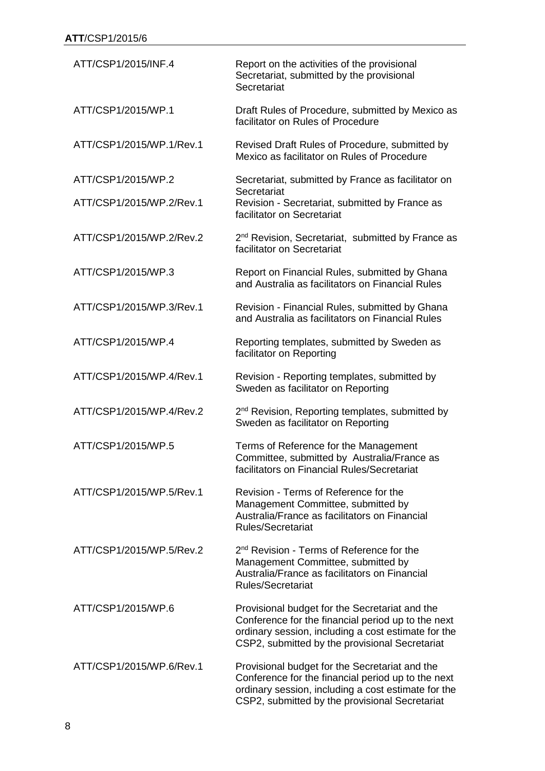| | |
|---|---|
| ATT/CSP1/2015/INF.4 | Report on the activities of the provisional Secretariat, submitted by the provisional Secretariat |
| ATT/CSP1/2015/WP.1 | Draft Rules of Procedure, submitted by Mexico as facilitator on Rules of Procedure |
| ATT/CSP1/2015/WP.1/Rev.1 | Revised Draft Rules of Procedure, submitted by Mexico as facilitator on Rules of Procedure |
| ATT/CSP1/2015/WP.2 | Secretariat, submitted by France as facilitator on Secretariat |
| ATT/CSP1/2015/WP.2/Rev.1 | Revision - Secretariat, submitted by France as facilitator on Secretariat |
| ATT/CSP1/2015/WP.2/Rev.2 | 2nd Revision, Secretariat, submitted by France as facilitator on Secretariat |
| ATT/CSP1/2015/WP.3 | Report on Financial Rules, submitted by Ghana and Australia as facilitators on Financial Rules |
| ATT/CSP1/2015/WP.3/Rev.1 | Revision - Financial Rules, submitted by Ghana and Australia as facilitators on Financial Rules |
| ATT/CSP1/2015/WP.4 | Reporting templates, submitted by Sweden as facilitator on Reporting |
| ATT/CSP1/2015/WP.4/Rev.1 | Revision - Reporting templates, submitted by Sweden as facilitator on Reporting |
| ATT/CSP1/2015/WP.4/Rev.2 | 2nd Revision, Reporting templates, submitted by Sweden as facilitator on Reporting |
| ATT/CSP1/2015/WP.5 | Terms of Reference for the Management Committee, submitted by Australia/France as facilitators on Financial Rules/Secretariat |
| ATT/CSP1/2015/WP.5/Rev.1 | Revision - Terms of Reference for the Management Committee, submitted by Australia/France as facilitators on Financial Rules/Secretariat |
| ATT/CSP1/2015/WP.5/Rev.2 | 2nd Revision - Terms of Reference for the Management Committee, submitted by Australia/France as facilitators on Financial Rules/Secretariat |
| ATT/CSP1/2015/WP.6 | Provisional budget for the Secretariat and the Conference for the financial period up to the next ordinary session, including a cost estimate for the CSP2, submitted by the provisional Secretariat |
| ATT/CSP1/2015/WP.6/Rev.1 | Provisional budget for the Secretariat and the Conference for the financial period up to the next ordinary session, including a cost estimate for the CSP2, submitted by the provisional Secretariat |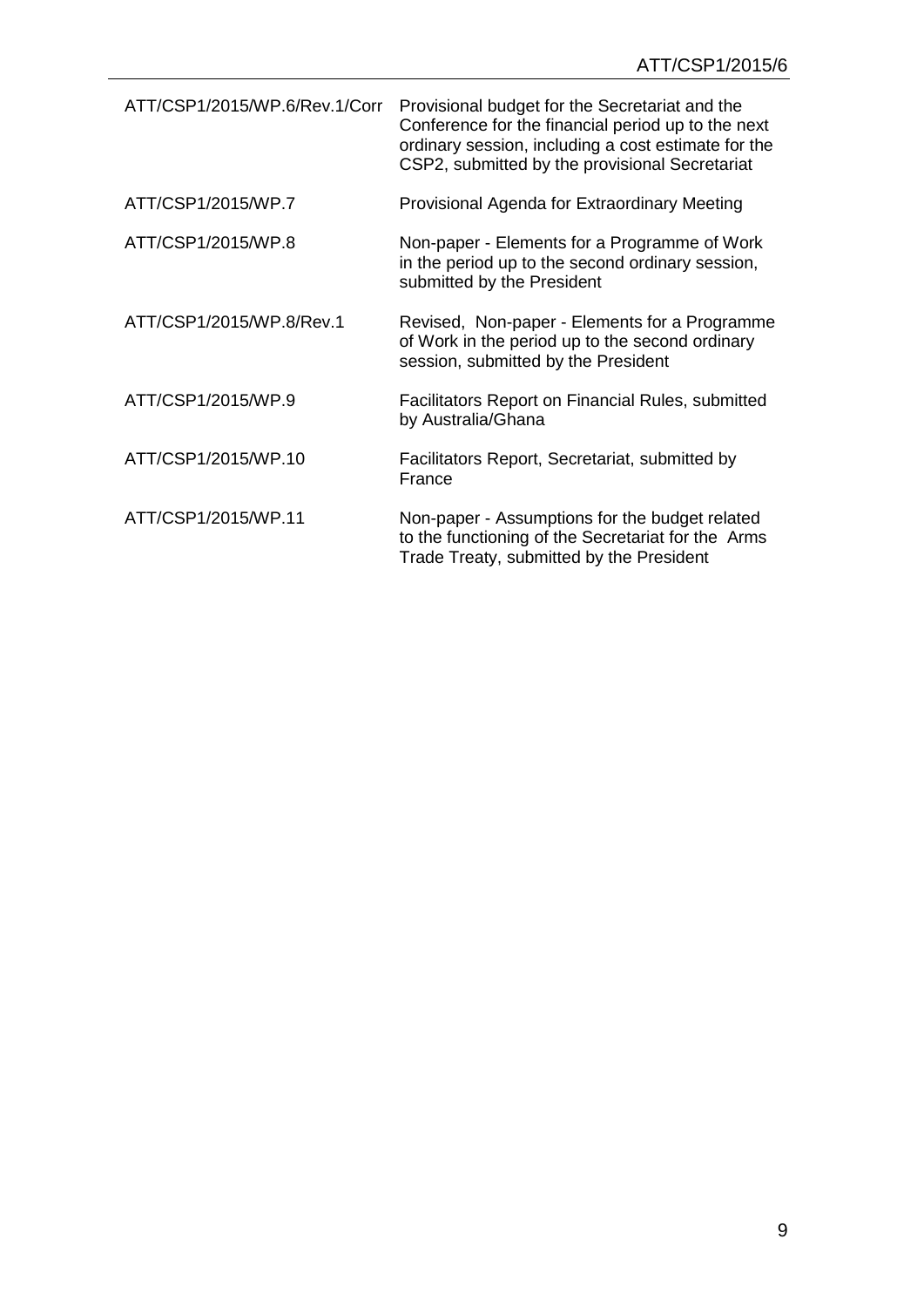| | |
|---|---|
| ATT/CSP1/2015/WP.6/Rev.1/Corr | Provisional budget for the Secretariat and the Conference for the financial period up to the next ordinary session, including a cost estimate for the CSP2, submitted by the provisional Secretariat |
| ATT/CSP1/2015/WP.7 | Provisional Agenda for Extraordinary Meeting |
| ATT/CSP1/2015/WP.8 | Non-paper - Elements for a Programme of Work in the period up to the second ordinary session, submitted by the President |
| ATT/CSP1/2015/WP.8/Rev.1 | Revised, Non-paper - Elements for a Programme of Work in the period up to the second ordinary session, submitted by the President |
| ATT/CSP1/2015/WP.9 | Facilitators Report on Financial Rules, submitted by Australia/Ghana |
| ATT/CSP1/2015/WP.10 | Facilitators Report, Secretariat, submitted by France |
| ATT/CSP1/2015/WP.11 | Non-paper - Assumptions for the budget related to the functioning of the Secretariat for the Arms Trade Treaty, submitted by the President |